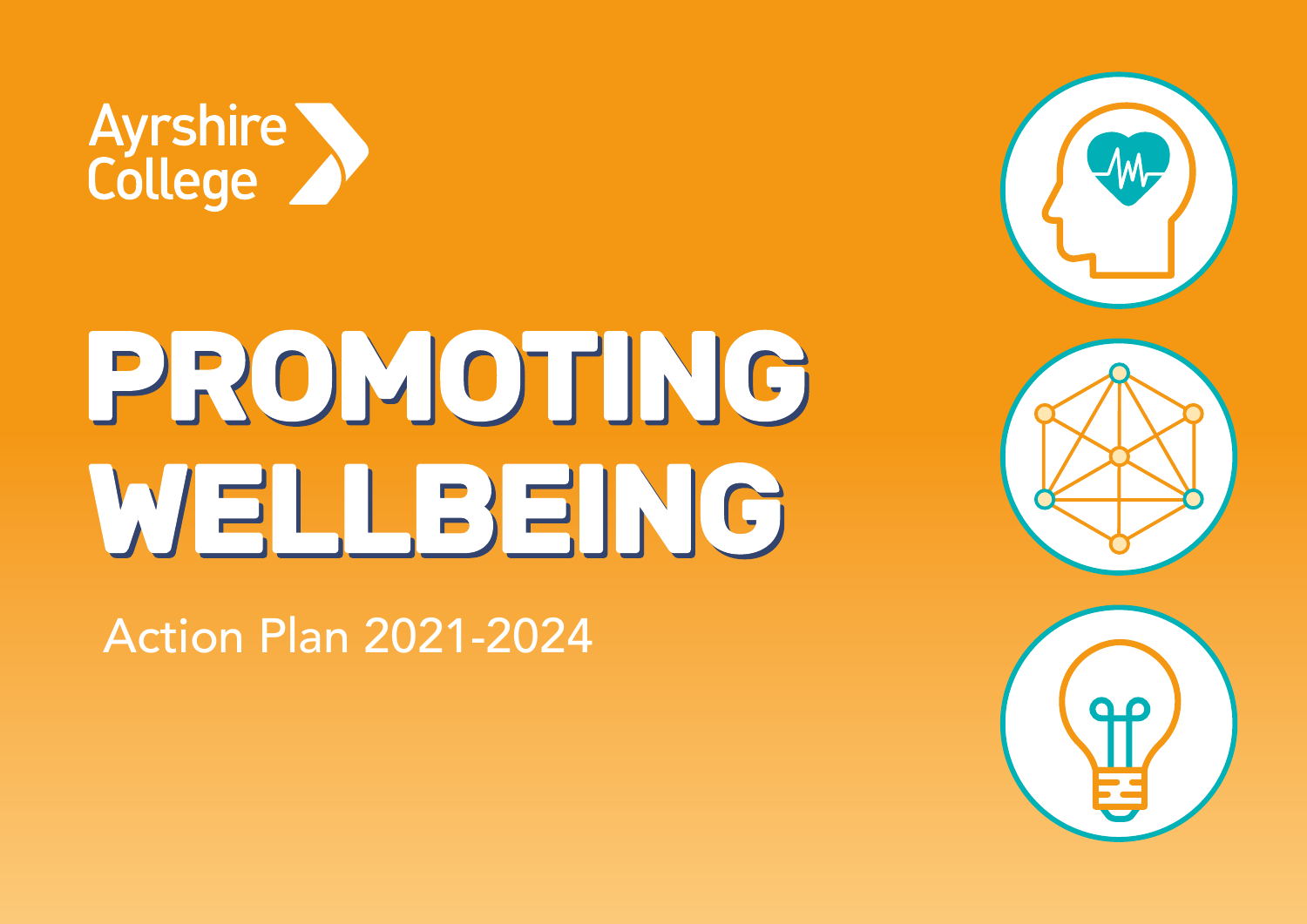Ayrshire College

# PROMOTING WELLBEING

Action Plan 2021-2024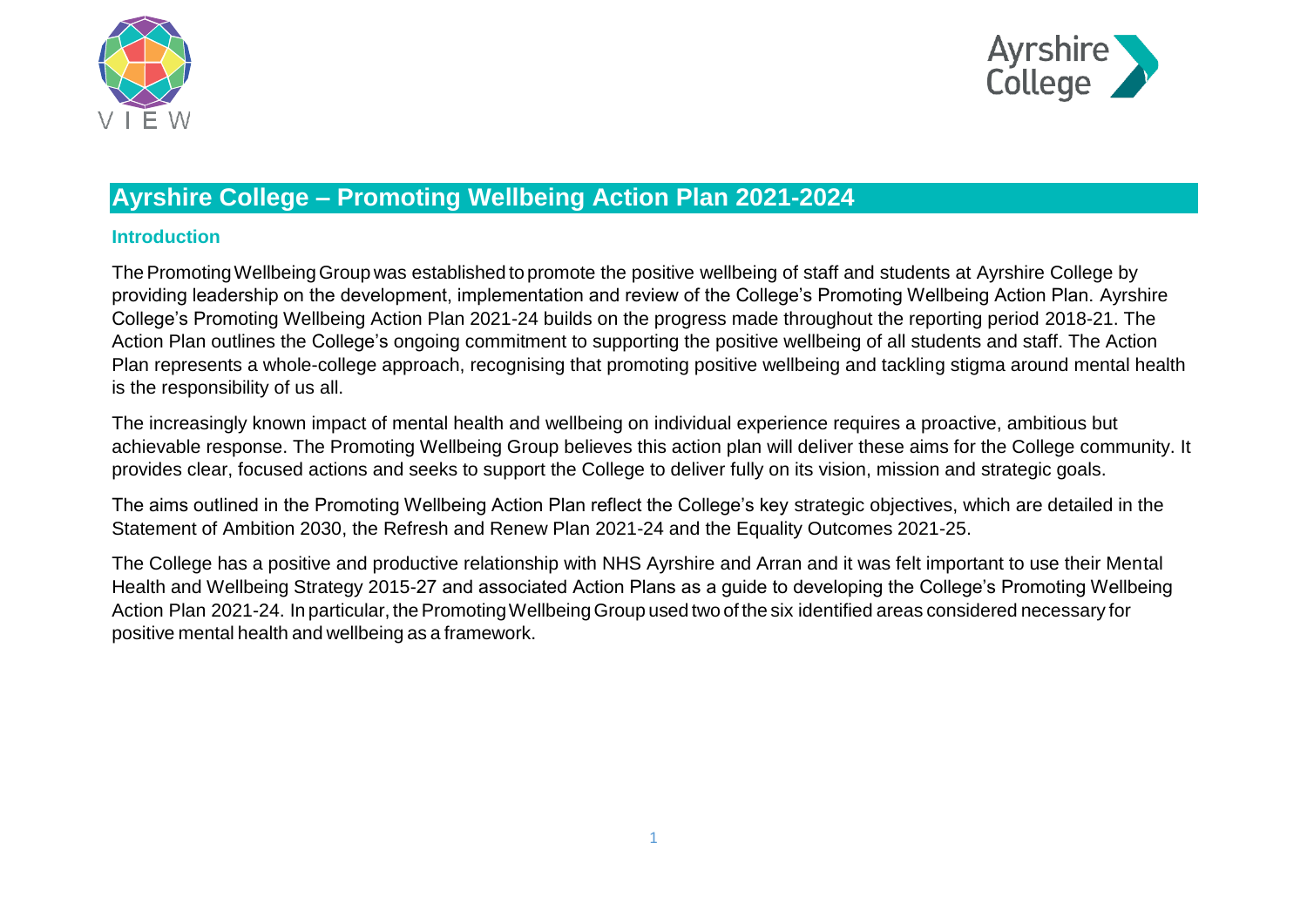# Ayrshire College – Promoting Wellbeing Action Plan 2021-2024

## Introduction

The Promoting Wellbeing Group was established to promote the positive wellbeing of staff and students at Ayrshire College by providing leadership on the development, implementation and review of the College's Promoting Wellbeing Action Plan. Ayrshire College's Promoting Wellbeing Action Plan 2021-24 builds on the progress made throughout the reporting period 2018-21. The Action Plan outlines the College's ongoing commitment to supporting the positive wellbeing of all students and staff. The Action Plan represents a whole-college approach, recognising that promoting positive wellbeing and tackling stigma around mental health is the responsibility of us all.

The increasingly known impact of mental health and wellbeing on individual experience requires a proactive, ambitious but achievable response. The Promoting Wellbeing Group believes this action plan will deliver these aims for the College community. It provides clear, focused actions and seeks to support the College to deliver fully on its vision, mission and strategic goals.

The aims outlined in the Promoting Wellbeing Action Plan reflect the College's key strategic objectives, which are detailed in the Statement of Ambition 2030, the Refresh and Renew Plan 2021-24 and the Equality Outcomes 2021-25.

The College has a positive and productive relationship with NHS Ayrshire and Arran and it was felt important to use their Mental Health and Wellbeing Strategy 2015-27 and associated Action Plans as a guide to developing the College's Promoting Wellbeing Action Plan 2021-24. In particular, the Promoting Wellbeing Group used two of the six identified areas considered necessary for positive mental health and wellbeing as a framework.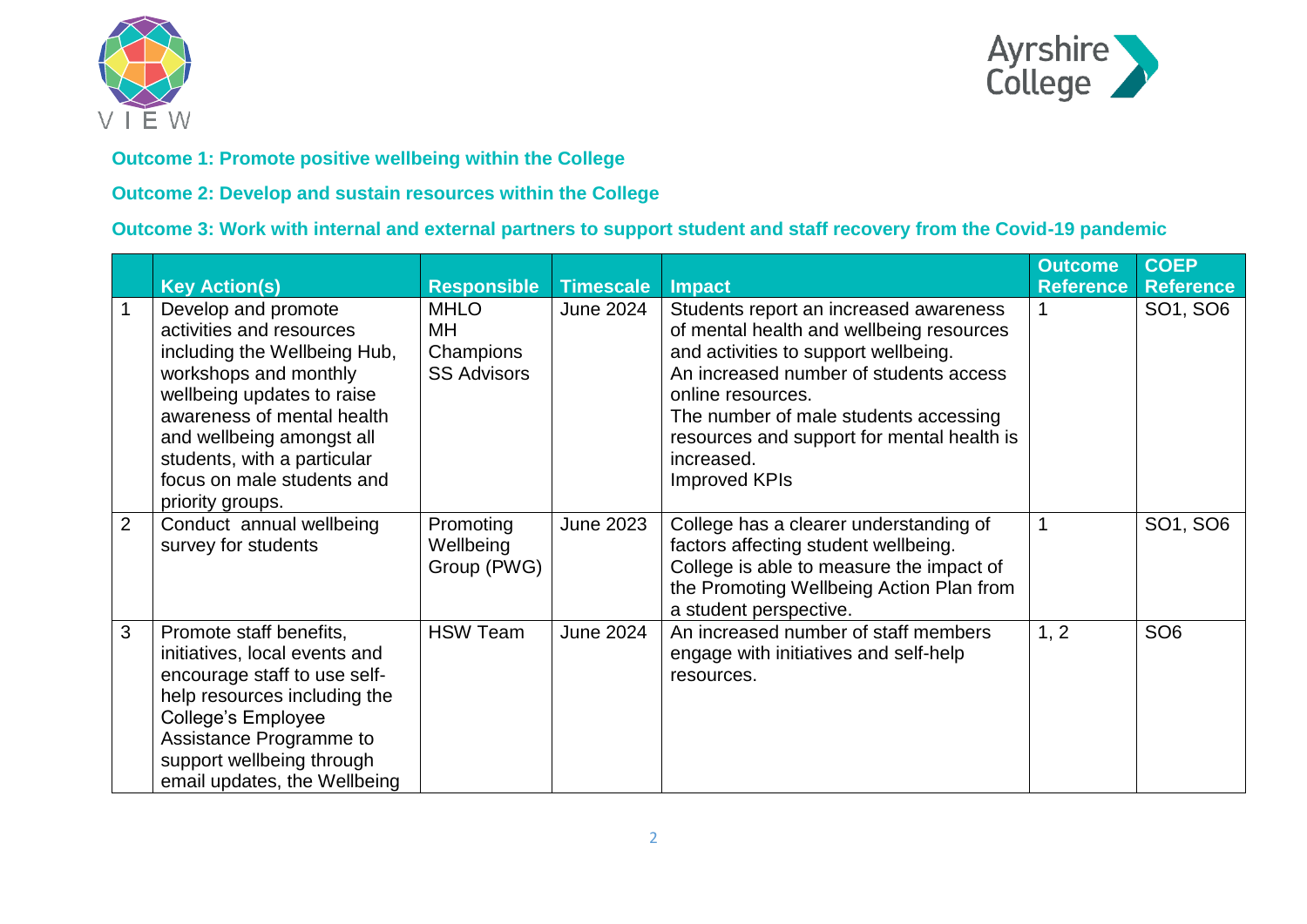**Outcome 1: Promote positive wellbeing within the College**

**Outcome 2: Develop and sustain resources within the College**

**Outcome 3: Work with internal and external partners to support student and staff recovery from the Covid-19 pandemic**

| | Key Action(s) | Responsible | Timescale | Impact | Outcome Reference | COEP Reference |
|---|---|---|---|---|---|---|
| 1 | Develop and promote activities and resources including the Wellbeing Hub, workshops and monthly wellbeing updates to raise awareness of mental health and wellbeing amongst all students, with a particular focus on male students and priority groups. | MHLO<br>MH Champions<br>SS Advisors | June 2024 | Students report an increased awareness of mental health and wellbeing resources and activities to support wellbeing.<br>An increased number of students access online resources.<br>The number of male students accessing resources and support for mental health is increased.<br>Improved KPIs | 1 | SO1, SO6 |
| 2 | Conduct annual wellbeing survey for students | Promoting Wellbeing Group (PWG) | June 2023 | College has a clearer understanding of factors affecting student wellbeing.<br>College is able to measure the impact of the Promoting Wellbeing Action Plan from a student perspective. | 1 | SO1, SO6 |
| 3 | Promote staff benefits, initiatives, local events and encourage staff to use self-help resources including the College's Employee Assistance Programme to support wellbeing through email updates, the Wellbeing | HSW Team | June 2024 | An increased number of staff members engage with initiatives and self-help resources. | 1, 2 | SO6 |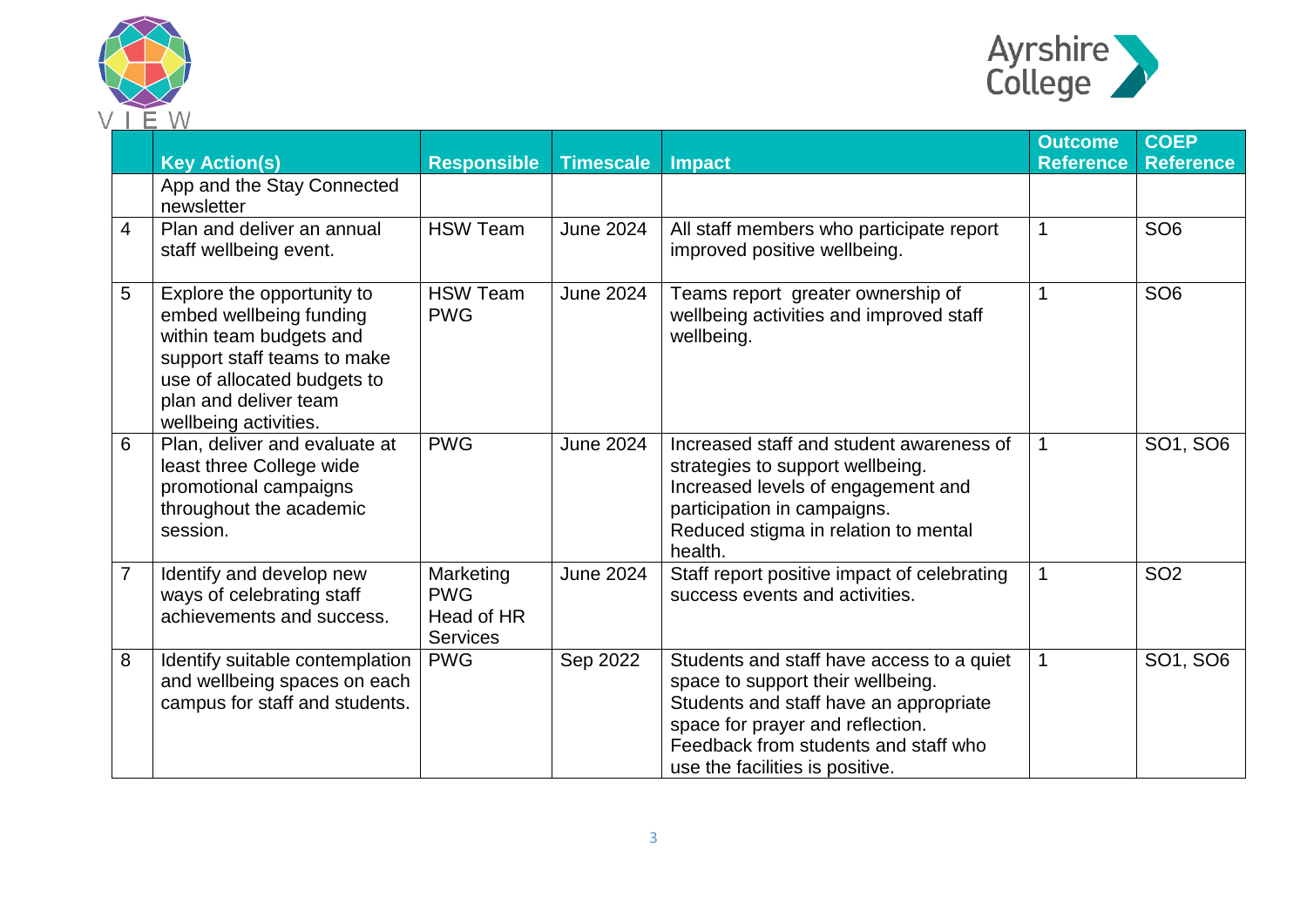| | Key Action(s) | Responsible | Timescale | Impact | Outcome Reference | COEP Reference |
|---|---|---|---|---|---|---|
| | App and the Stay Connected newsletter | | | | | |
| 4 | Plan and deliver an annual staff wellbeing event. | HSW Team | June 2024 | All staff members who participate report improved positive wellbeing. | 1 | SO6 |
| 5 | Explore the opportunity to embed wellbeing funding within team budgets and support staff teams to make use of allocated budgets to plan and deliver team wellbeing activities. | HSW Team PWG | June 2024 | Teams report greater ownership of wellbeing activities and improved staff wellbeing. | 1 | SO6 |
| 6 | Plan, deliver and evaluate at least three College wide promotional campaigns throughout the academic session. | PWG | June 2024 | Increased staff and student awareness of strategies to support wellbeing. Increased levels of engagement and participation in campaigns. Reduced stigma in relation to mental health. | 1 | SO1, SO6 |
| 7 | Identify and develop new ways of celebrating staff achievements and success. | Marketing PWG Head of HR Services | June 2024 | Staff report positive impact of celebrating success events and activities. | 1 | SO2 |
| 8 | Identify suitable contemplation and wellbeing spaces on each campus for staff and students. | PWG | Sep 2022 | Students and staff have access to a quiet space to support their wellbeing. Students and staff have an appropriate space for prayer and reflection. Feedback from students and staff who use the facilities is positive. | 1 | SO1, SO6 |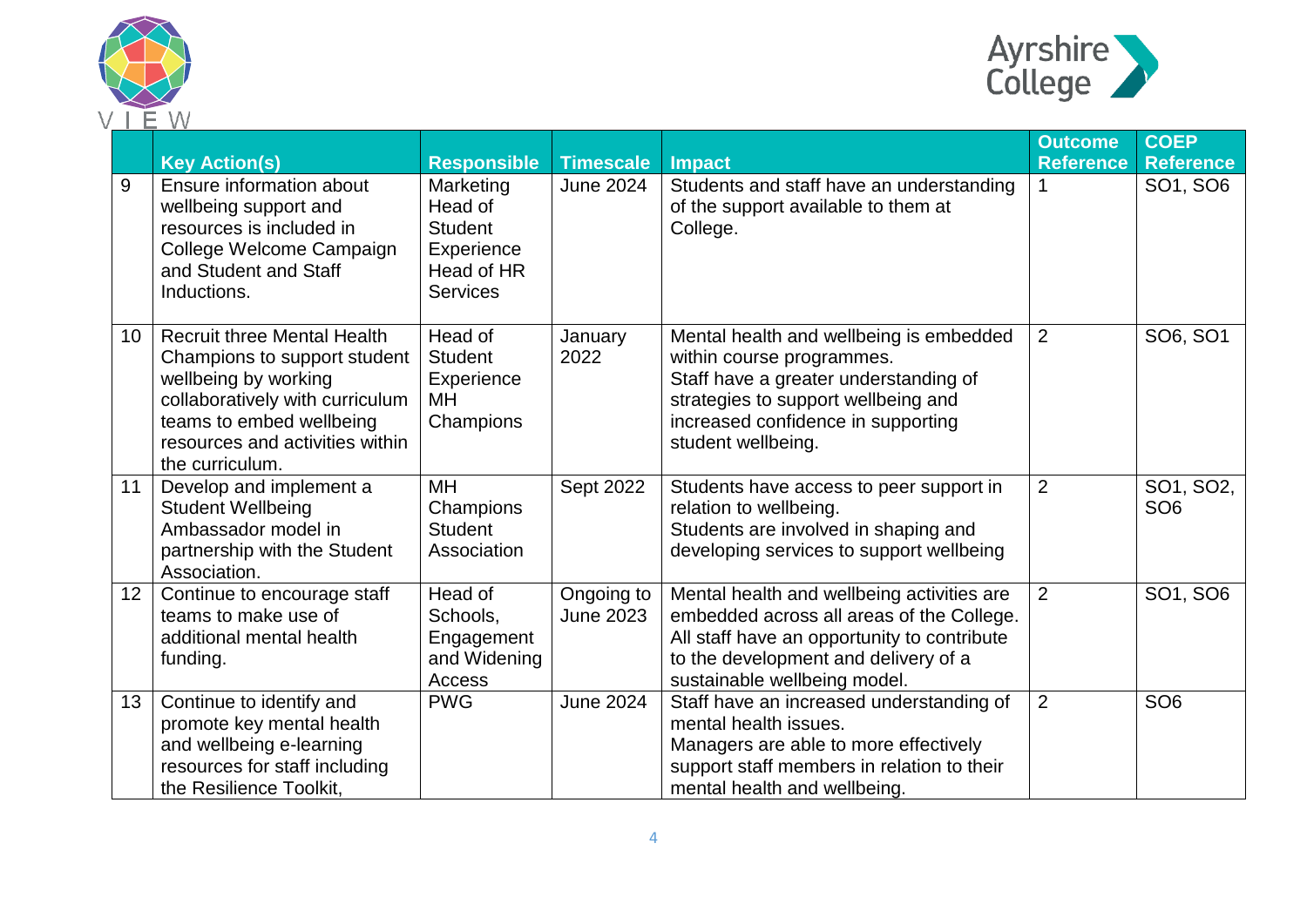| | Key Action(s) | Responsible | Timescale | Impact | Outcome Reference | COEP Reference |
|---|---|---|---|---|---|---|
| 9 | Ensure information about wellbeing support and resources is included in College Welcome Campaign and Student and Staff Inductions. | Marketing<br>Head of Student Experience<br>Head of HR Services | June 2024 | Students and staff have an understanding of the support available to them at College. | 1 | SO1, SO6 |
| 10 | Recruit three Mental Health Champions to support student wellbeing by working collaboratively with curriculum teams to embed wellbeing resources and activities within the curriculum. | Head of Student Experience<br>MH Champions | January 2022 | Mental health and wellbeing is embedded within course programmes.<br>Staff have a greater understanding of strategies to support wellbeing and increased confidence in supporting student wellbeing. | 2 | SO6, SO1 |
| 11 | Develop and implement a Student Wellbeing Ambassador model in partnership with the Student Association. | MH Champions<br>Student Association | Sept 2022 | Students have access to peer support in relation to wellbeing.<br>Students are involved in shaping and developing services to support wellbeing | 2 | SO1, SO2, SO6 |
| 12 | Continue to encourage staff teams to make use of additional mental health funding. | Head of Schools, Engagement and Widening Access | Ongoing to June 2023 | Mental health and wellbeing activities are embedded across all areas of the College.<br>All staff have an opportunity to contribute to the development and delivery of a sustainable wellbeing model. | 2 | SO1, SO6 |
| 13 | Continue to identify and promote key mental health and wellbeing e-learning resources for staff including the Resilience Toolkit, | PWG | June 2024 | Staff have an increased understanding of mental health issues.<br>Managers are able to more effectively support staff members in relation to their mental health and wellbeing. | 2 | SO6 |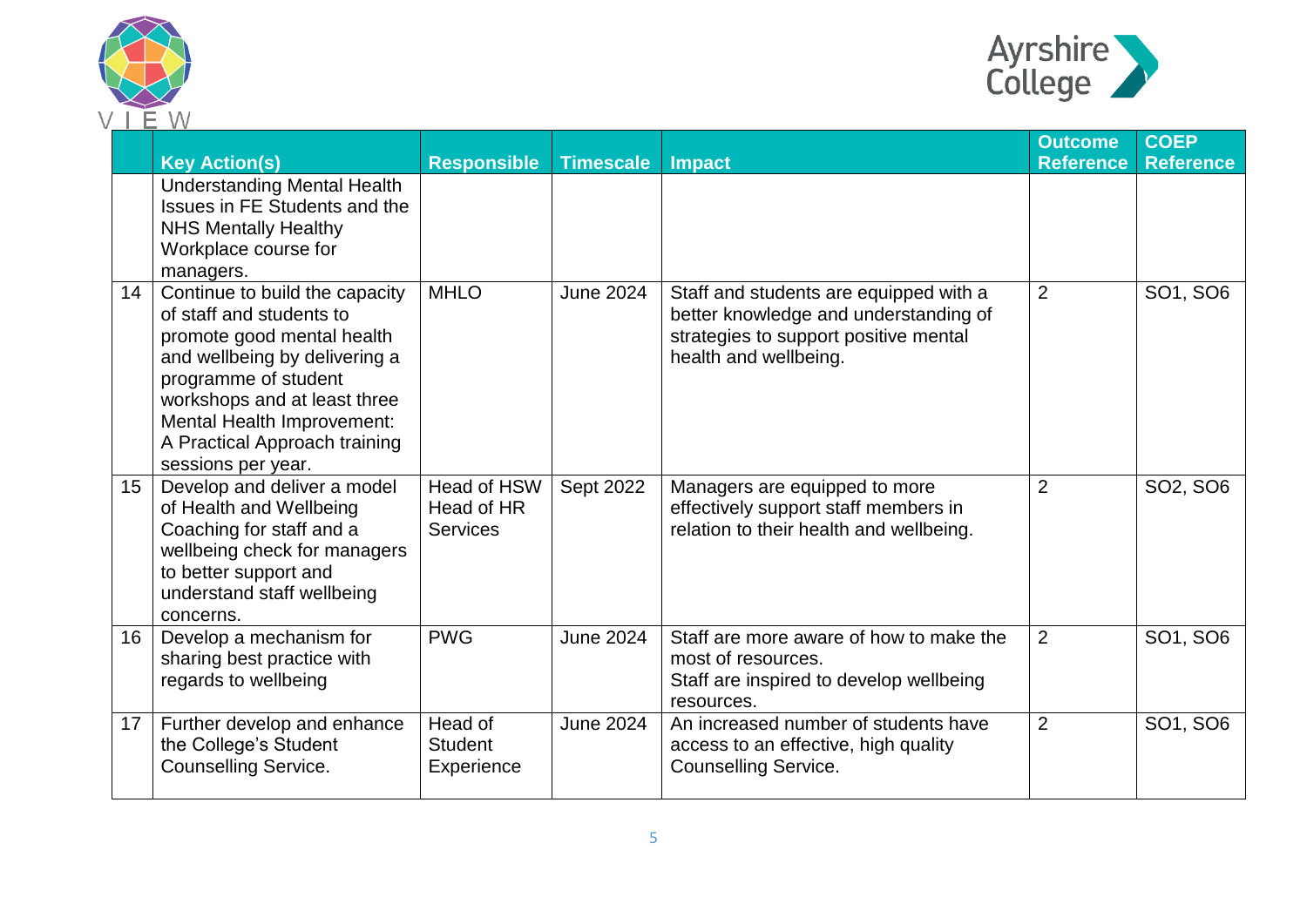| | Key Action(s) | Responsible | Timescale | Impact | Outcome Reference | COEP Reference |
|---|---|---|---|---|---|---|
| | Understanding Mental Health Issues in FE Students and the NHS Mentally Healthy Workplace course for managers. | | | | | |
| 14 | Continue to build the capacity of staff and students to promote good mental health and wellbeing by delivering a programme of student workshops and at least three Mental Health Improvement: A Practical Approach training sessions per year. | MHLO | June 2024 | Staff and students are equipped with a better knowledge and understanding of strategies to support positive mental health and wellbeing. | 2 | SO1, SO6 |
| 15 | Develop and deliver a model of Health and Wellbeing Coaching for staff and a wellbeing check for managers to better support and understand staff wellbeing concerns. | Head of HSW<br>Head of HR Services | Sept 2022 | Managers are equipped to more effectively support staff members in relation to their health and wellbeing. | 2 | SO2, SO6 |
| 16 | Develop a mechanism for sharing best practice with regards to wellbeing | PWG | June 2024 | Staff are more aware of how to make the most of resources.<br>Staff are inspired to develop wellbeing resources. | 2 | SO1, SO6 |
| 17 | Further develop and enhance the College's Student Counselling Service. | Head of Student Experience | June 2024 | An increased number of students have access to an effective, high quality Counselling Service. | 2 | SO1, SO6 |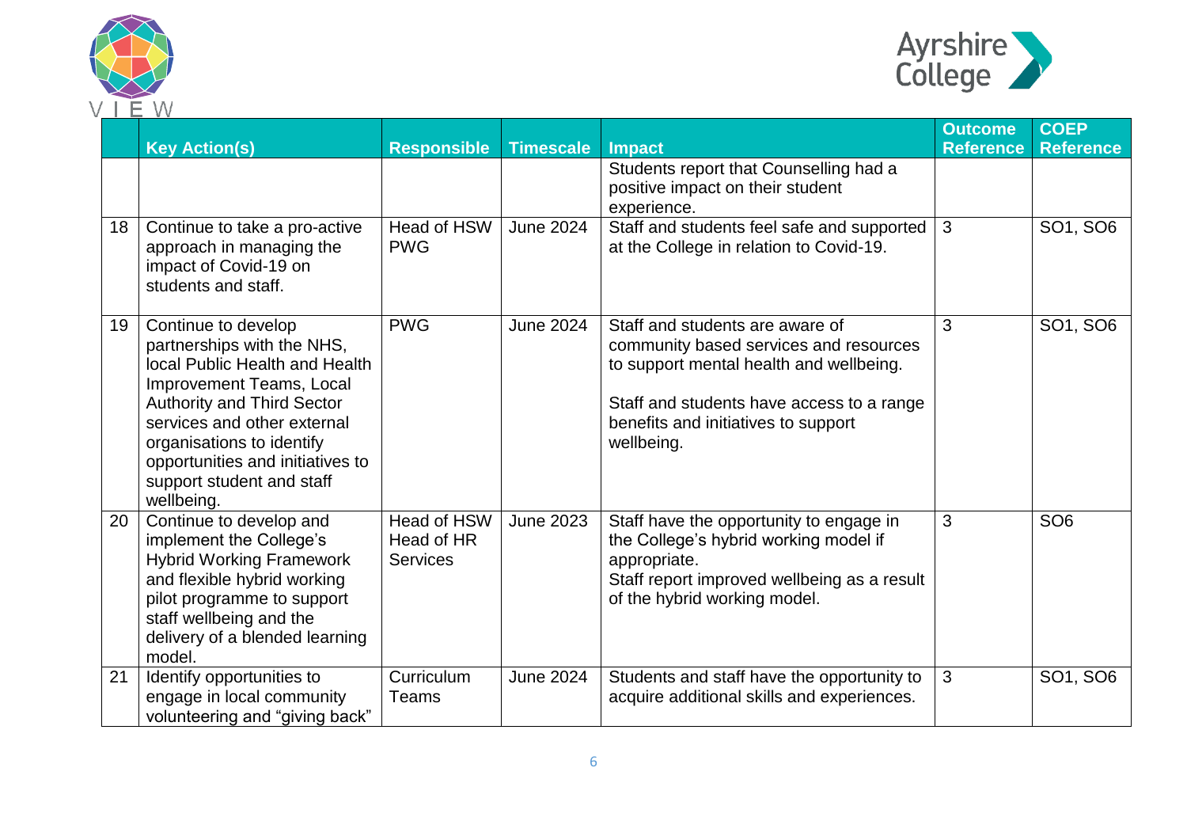| | Key Action(s) | Responsible | Timescale | Impact | Outcome Reference | COEP Reference |
|---|---|---|---|---|---|---|
| | | | | Students report that Counselling had a positive impact on their student experience. | | |
| 18 | Continue to take a pro-active approach in managing the impact of Covid-19 on students and staff. | Head of HSW PWG | June 2024 | Staff and students feel safe and supported at the College in relation to Covid-19. | 3 | SO1, SO6 |
| 19 | Continue to develop partnerships with the NHS, local Public Health and Health Improvement Teams, Local Authority and Third Sector services and other external organisations to identify opportunities and initiatives to support student and staff wellbeing. | PWG | June 2024 | Staff and students are aware of community based services and resources to support mental health and wellbeing.<br><br>Staff and students have access to a range benefits and initiatives to support wellbeing. | 3 | SO1, SO6 |
| 20 | Continue to develop and implement the College's Hybrid Working Framework and flexible hybrid working pilot programme to support staff wellbeing and the delivery of a blended learning model. | Head of HSW Head of HR Services | June 2023 | Staff have the opportunity to engage in the College's hybrid working model if appropriate.<br>Staff report improved wellbeing as a result of the hybrid working model. | 3 | SO6 |
| 21 | Identify opportunities to engage in local community volunteering and "giving back" | Curriculum Teams | June 2024 | Students and staff have the opportunity to acquire additional skills and experiences. | 3 | SO1, SO6 |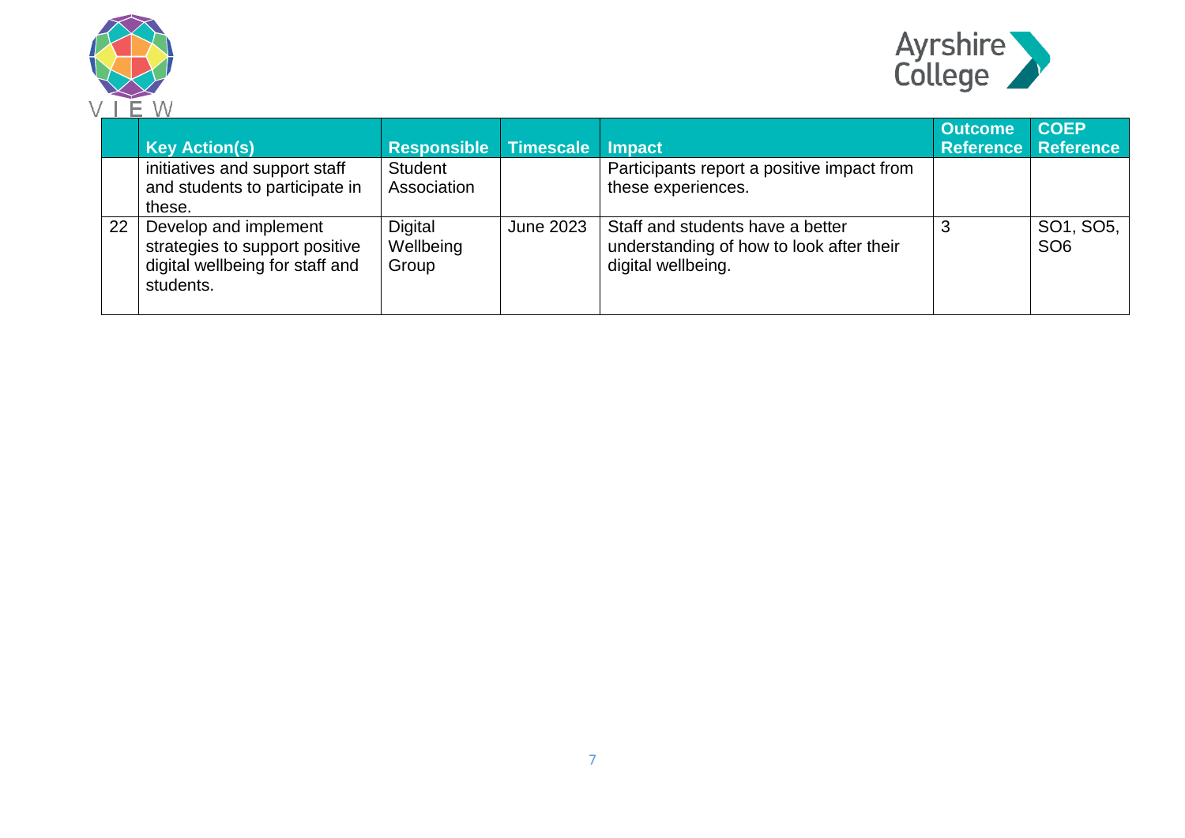| | Key Action(s) | Responsible | Timescale | Impact | Outcome Reference | COEP Reference |
|---|---|---|---|---|---|---|
| | initiatives and support staff and students to participate in these. | Student Association | | Participants report a positive impact from these experiences. | | |
| 22 | Develop and implement strategies to support positive digital wellbeing for staff and students. | Digital Wellbeing Group | June 2023 | Staff and students have a better understanding of how to look after their digital wellbeing. | 3 | SO1, SO5, SO6 |